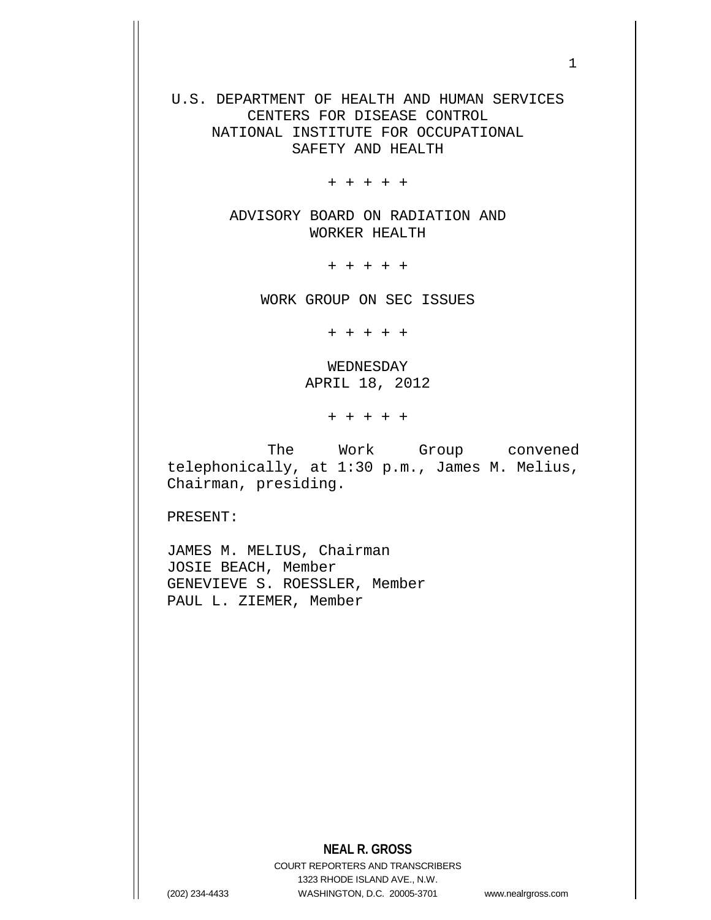U.S. DEPARTMENT OF HEALTH AND HUMAN SERVICES
CENTERS FOR DISEASE CONTROL
NATIONAL INSTITUTE FOR OCCUPATIONAL
SAFETY AND HEALTH

+ + + + +

ADVISORY BOARD ON RADIATION AND
WORKER HEALTH

+ + + + +

WORK GROUP ON SEC ISSUES

+ + + + +

WEDNESDAY
APRIL 18, 2012

+ + + + +

The Work Group convened telephonically, at 1:30 p.m., James M. Melius, Chairman, presiding.

PRESENT:

JAMES M. MELIUS, Chairman
JOSIE BEACH, Member
GENEVIEVE S. ROESSLER, Member
PAUL L. ZIEMER, Member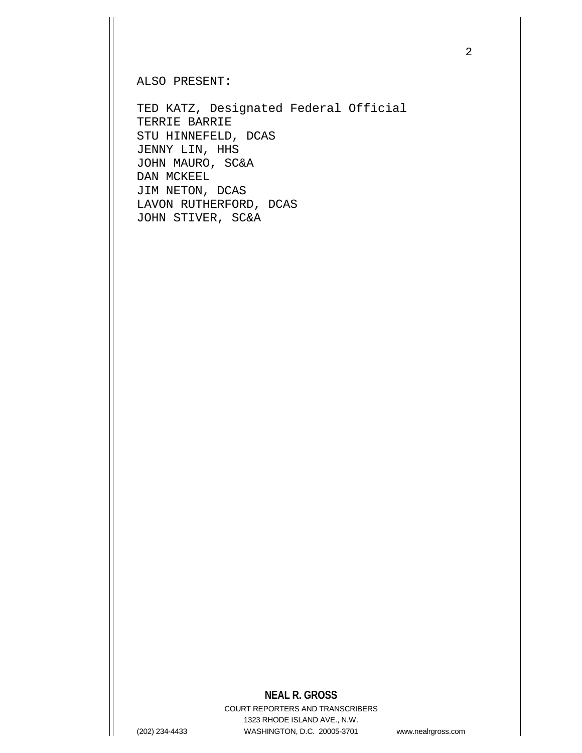ALSO PRESENT:

TED KATZ, Designated Federal Official
TERRIE BARRIE
STU HINNEFELD, DCAS
JENNY LIN, HHS
JOHN MAURO, SC&A
DAN MCKEEL
JIM NETON, DCAS
LAVON RUTHERFORD, DCAS
JOHN STIVER, SC&A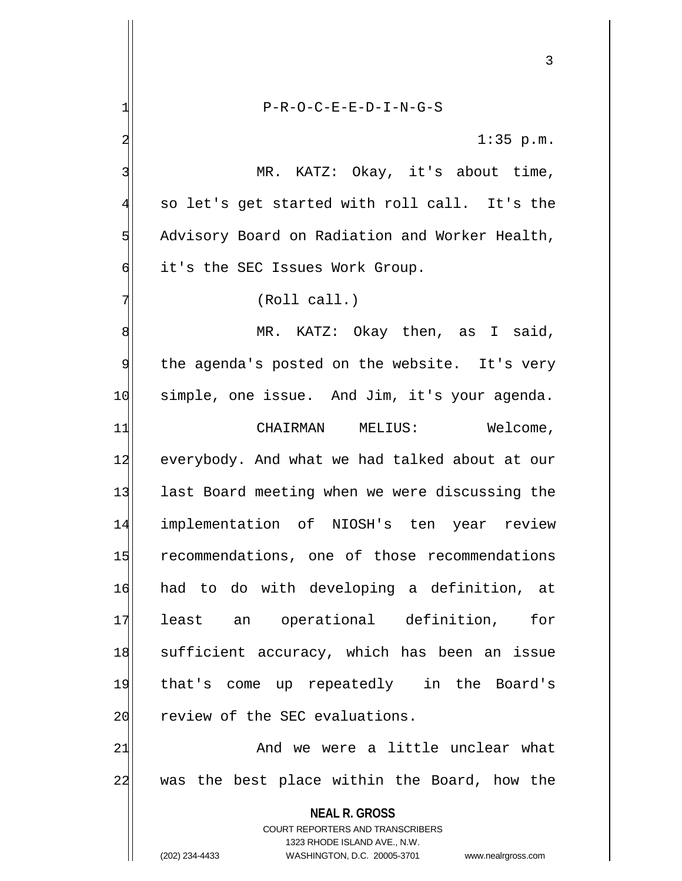P-R-O-C-E-E-D-I-N-G-S

1:35 p.m.

MR. KATZ: Okay, it's about time, so let's get started with roll call. It's the Advisory Board on Radiation and Worker Health, it's the SEC Issues Work Group.

(Roll call.)

MR. KATZ: Okay then, as I said, the agenda's posted on the website. It's very simple, one issue. And Jim, it's your agenda.

CHAIRMAN MELIUS: Welcome, everybody. And what we had talked about at our last Board meeting when we were discussing the implementation of NIOSH's ten year review recommendations, one of those recommendations had to do with developing a definition, at least an operational definition, for sufficient accuracy, which has been an issue that's come up repeatedly in the Board's review of the SEC evaluations.

And we were a little unclear what was the best place within the Board, how the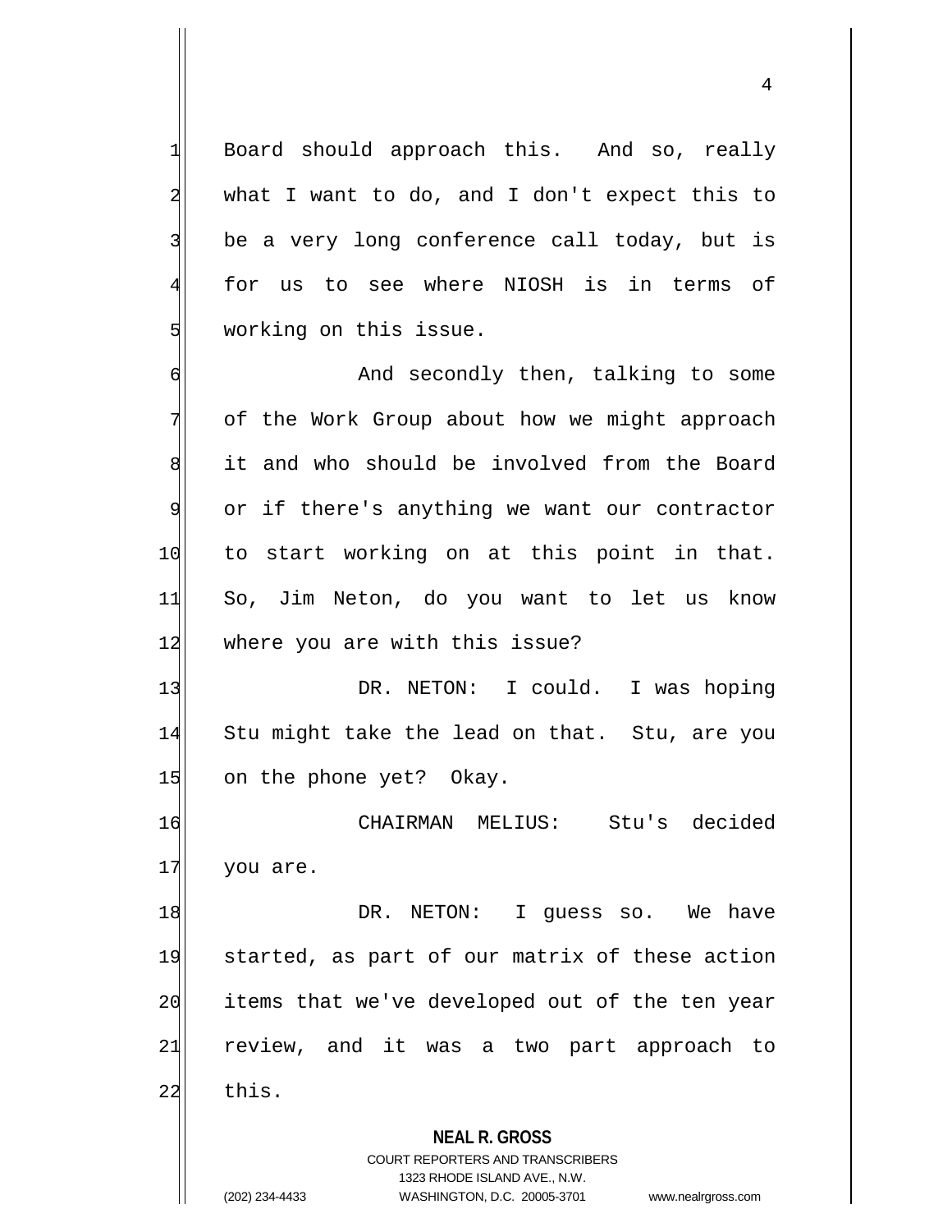Board should approach this. And so, really what I want to do, and I don't expect this to be a very long conference call today, but is for us to see where NIOSH is in terms of working on this issue.

And secondly then, talking to some of the Work Group about how we might approach it and who should be involved from the Board or if there's anything we want our contractor to start working on at this point in that. So, Jim Neton, do you want to let us know where you are with this issue?

DR. NETON: I could. I was hoping Stu might take the lead on that. Stu, are you on the phone yet? Okay.

CHAIRMAN MELIUS: Stu's decided you are.

DR. NETON: I guess so. We have started, as part of our matrix of these action items that we've developed out of the ten year review, and it was a two part approach to this.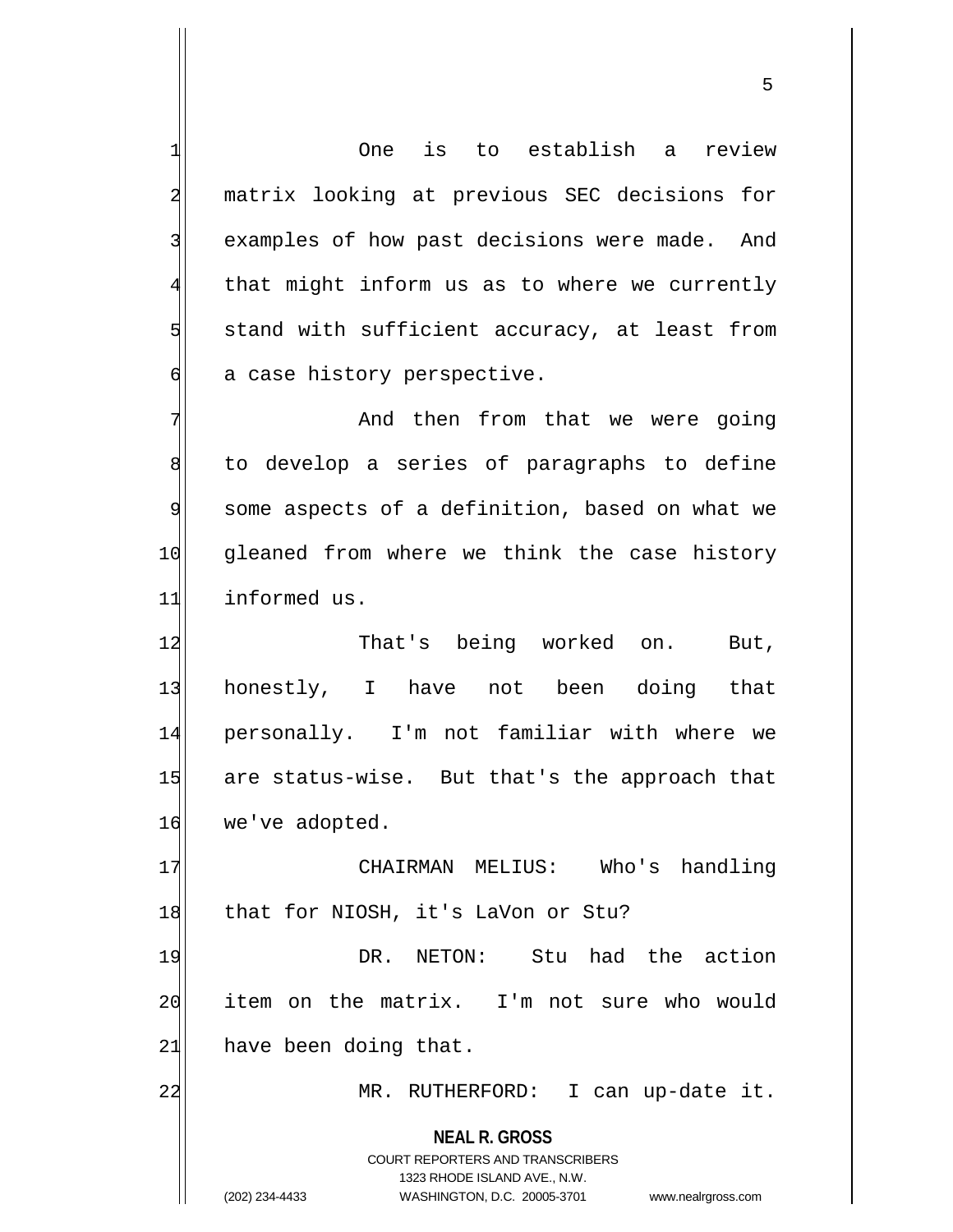One is to establish a review matrix looking at previous SEC decisions for examples of how past decisions were made. And that might inform us as to where we currently stand with sufficient accuracy, at least from a case history perspective.

And then from that we were going to develop a series of paragraphs to define some aspects of a definition, based on what we gleaned from where we think the case history informed us.

That's being worked on. But, honestly, I have not been doing that personally. I'm not familiar with where we are status-wise. But that's the approach that we've adopted.

CHAIRMAN MELIUS: Who's handling that for NIOSH, it's LaVon or Stu?

DR. NETON: Stu had the action item on the matrix. I'm not sure who would have been doing that.

MR. RUTHERFORD: I can up-date it.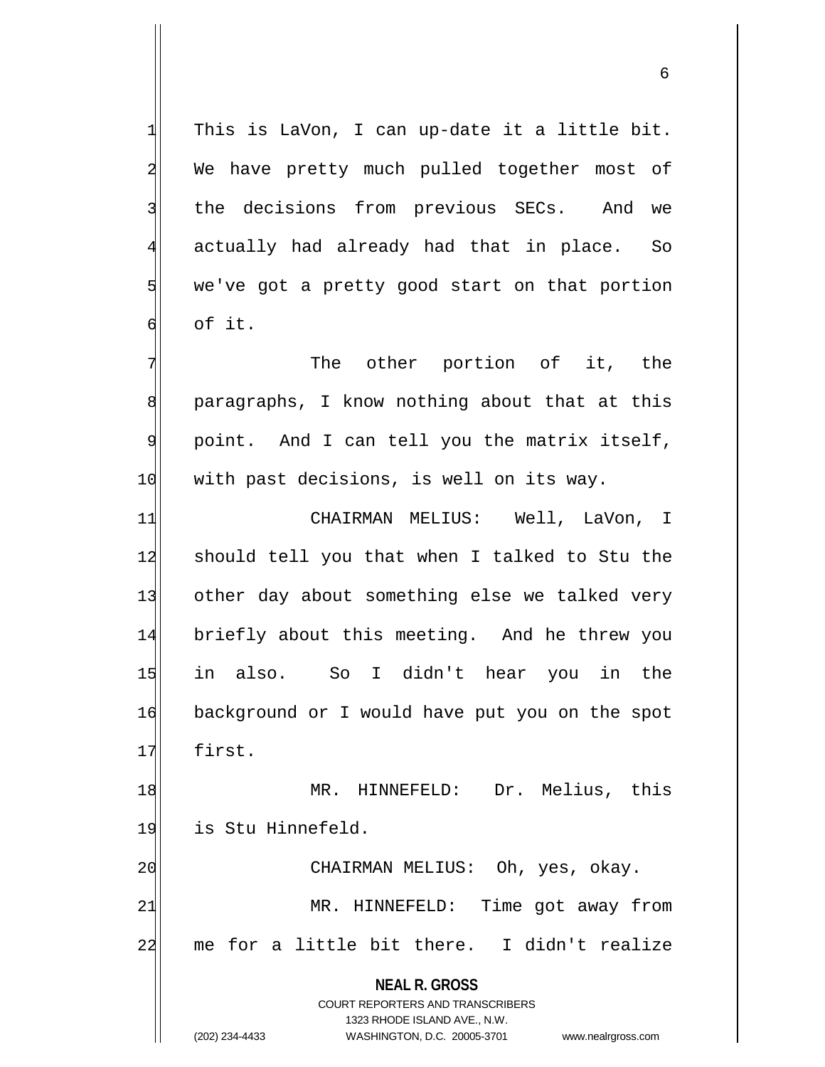This is LaVon, I can up-date it a little bit. We have pretty much pulled together most of the decisions from previous SECs. And we actually had already had that in place. So we've got a pretty good start on that portion of it.

The other portion of it, the paragraphs, I know nothing about that at this point. And I can tell you the matrix itself, with past decisions, is well on its way.

CHAIRMAN MELIUS: Well, LaVon, I should tell you that when I talked to Stu the other day about something else we talked very briefly about this meeting. And he threw you in also. So I didn't hear you in the background or I would have put you on the spot first.

MR. HINNEFELD: Dr. Melius, this is Stu Hinnefeld.

CHAIRMAN MELIUS: Oh, yes, okay.

MR. HINNEFELD: Time got away from me for a little bit there. I didn't realize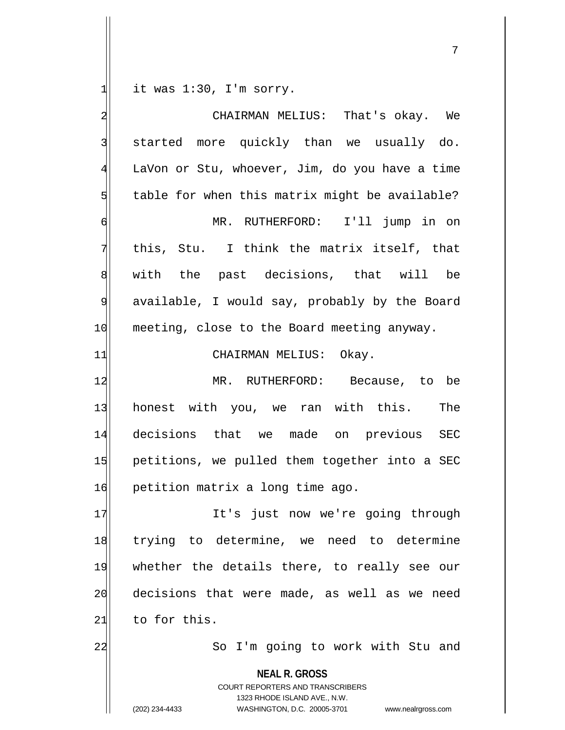it was 1:30, I'm sorry.

CHAIRMAN MELIUS: That's okay. We started more quickly than we usually do. LaVon or Stu, whoever, Jim, do you have a time table for when this matrix might be available?

MR. RUTHERFORD: I'll jump in on this, Stu. I think the matrix itself, that with the past decisions, that will be available, I would say, probably by the Board meeting, close to the Board meeting anyway.

CHAIRMAN MELIUS: Okay.

MR. RUTHERFORD: Because, to be honest with you, we ran with this. The decisions that we made on previous SEC petitions, we pulled them together into a SEC petition matrix a long time ago.

It's just now we're going through trying to determine, we need to determine whether the details there, to really see our decisions that were made, as well as we need to for this.

So I'm going to work with Stu and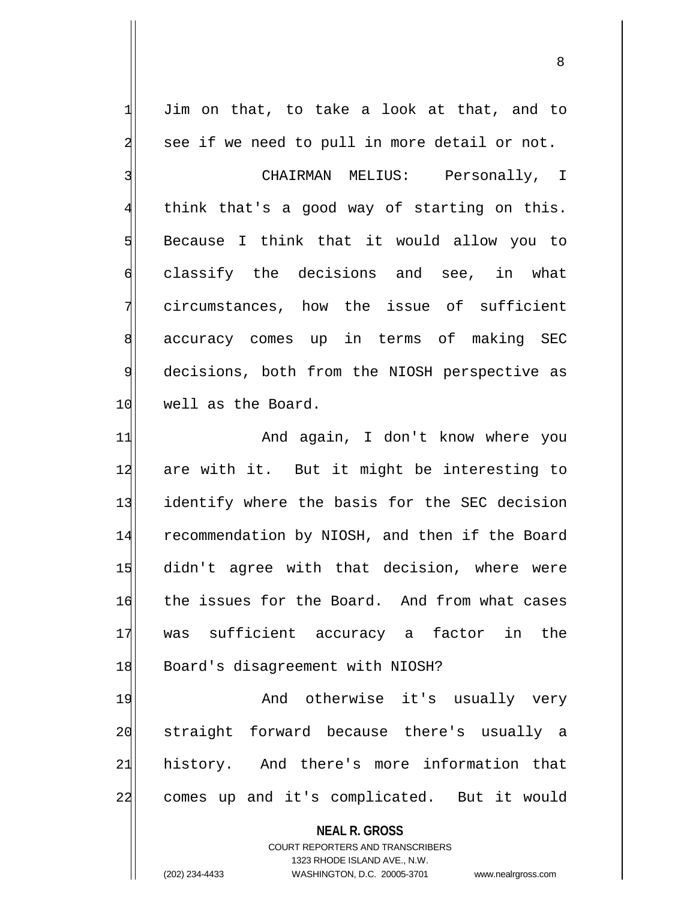Jim on that, to take a look at that, and to see if we need to pull in more detail or not.

CHAIRMAN MELIUS: Personally, I think that's a good way of starting on this. Because I think that it would allow you to classify the decisions and see, in what circumstances, how the issue of sufficient accuracy comes up in terms of making SEC decisions, both from the NIOSH perspective as well as the Board.

And again, I don't know where you are with it. But it might be interesting to identify where the basis for the SEC decision recommendation by NIOSH, and then if the Board didn't agree with that decision, where were the issues for the Board. And from what cases was sufficient accuracy a factor in the Board's disagreement with NIOSH?

And otherwise it's usually very straight forward because there's usually a history. And there's more information that comes up and it's complicated. But it would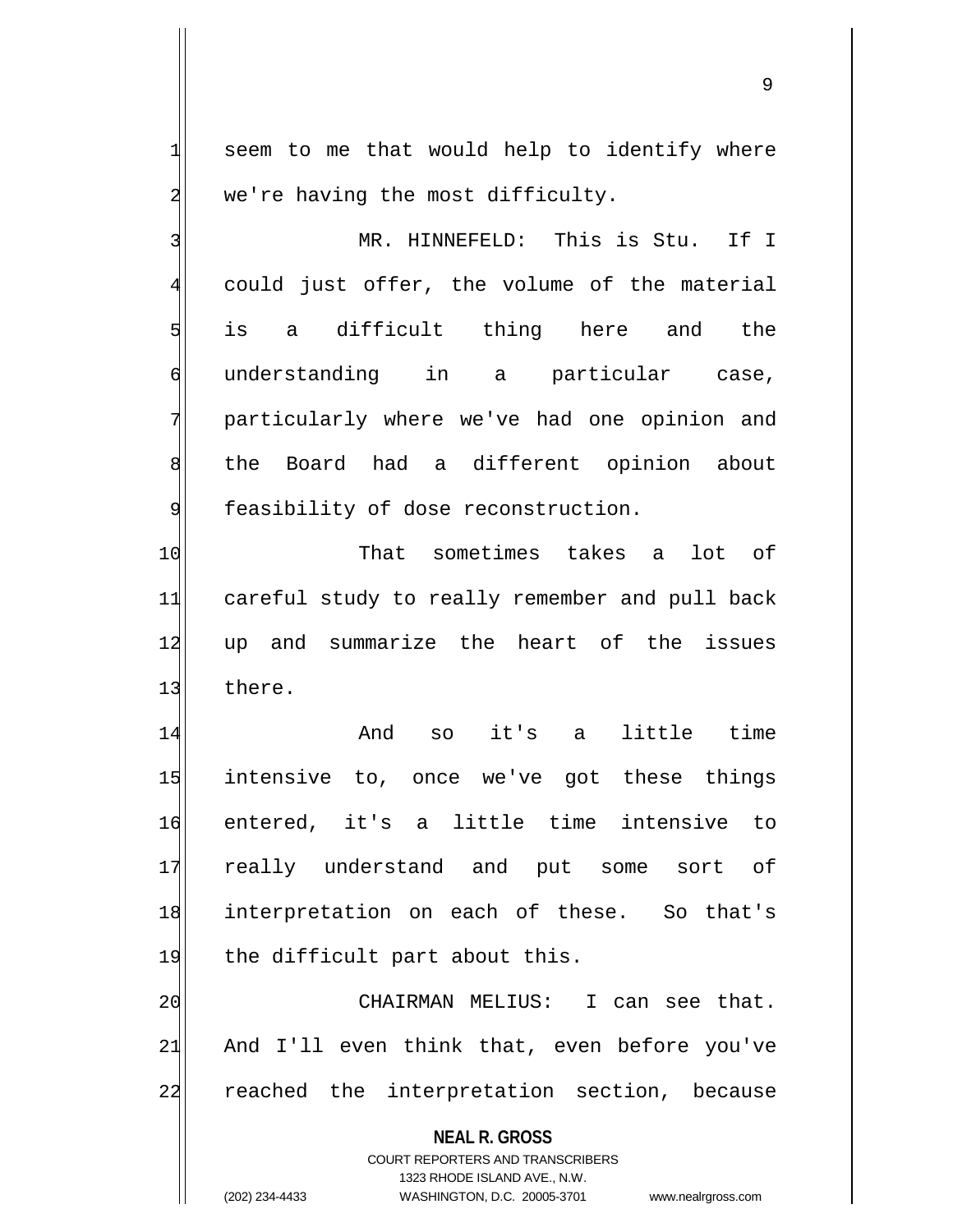seem to me that would help to identify where we're having the most difficulty.

MR. HINNEFELD: This is Stu. If I could just offer, the volume of the material is a difficult thing here and the understanding in a particular case, particularly where we've had one opinion and the Board had a different opinion about feasibility of dose reconstruction.

That sometimes takes a lot of careful study to really remember and pull back up and summarize the heart of the issues there.

And so it's a little time intensive to, once we've got these things entered, it's a little time intensive to really understand and put some sort of interpretation on each of these. So that's the difficult part about this.

CHAIRMAN MELIUS: I can see that. And I'll even think that, even before you've reached the interpretation section, because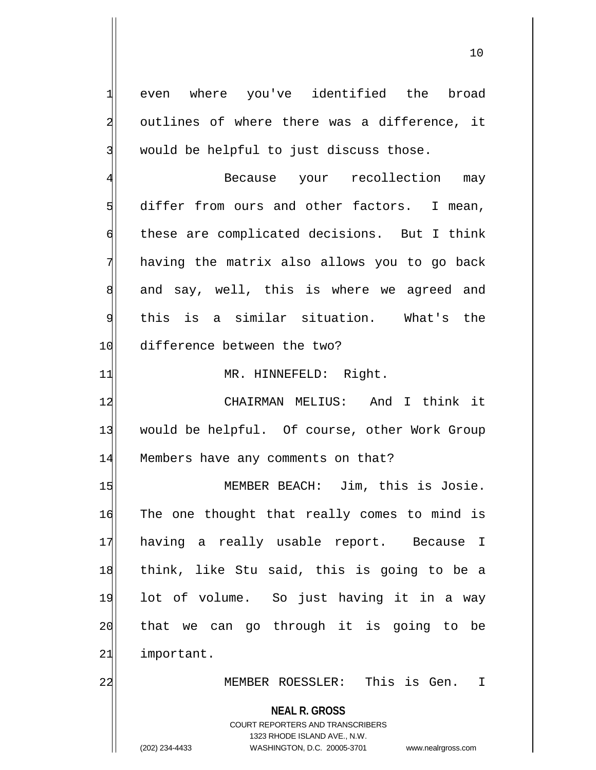even where you've identified the broad outlines of where there was a difference, it would be helpful to just discuss those.

Because your recollection may differ from ours and other factors. I mean, these are complicated decisions. But I think having the matrix also allows you to go back and say, well, this is where we agreed and this is a similar situation. What's the difference between the two?

MR. HINNEFELD: Right.

CHAIRMAN MELIUS: And I think it would be helpful. Of course, other Work Group Members have any comments on that?

MEMBER BEACH: Jim, this is Josie. The one thought that really comes to mind is having a really usable report. Because I think, like Stu said, this is going to be a lot of volume. So just having it in a way that we can go through it is going to be important.

MEMBER ROESSLER: This is Gen. I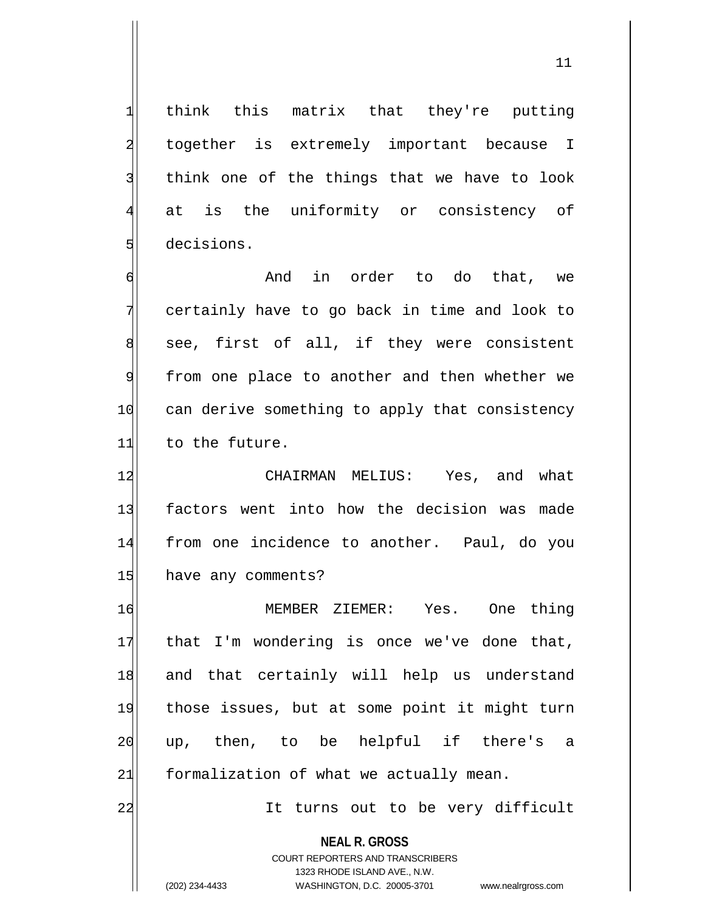think this matrix that they're putting together is extremely important because I think one of the things that we have to look at is the uniformity or consistency of decisions.

And in order to do that, we certainly have to go back in time and look to see, first of all, if they were consistent from one place to another and then whether we can derive something to apply that consistency to the future.

CHAIRMAN MELIUS: Yes, and what factors went into how the decision was made from one incidence to another. Paul, do you have any comments?

MEMBER ZIEMER: Yes. One thing that I'm wondering is once we've done that, and that certainly will help us understand those issues, but at some point it might turn up, then, to be helpful if there's a formalization of what we actually mean.

It turns out to be very difficult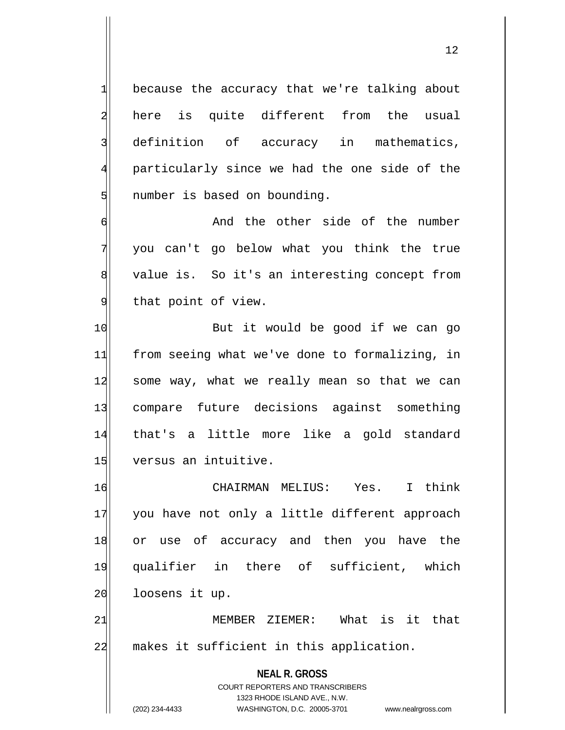because the accuracy that we're talking about here is quite different from the usual definition of accuracy in mathematics, particularly since we had the one side of the number is based on bounding.

And the other side of the number you can't go below what you think the true value is. So it's an interesting concept from that point of view.

But it would be good if we can go from seeing what we've done to formalizing, in some way, what we really mean so that we can compare future decisions against something that's a little more like a gold standard versus an intuitive.

CHAIRMAN MELIUS: Yes. I think you have not only a little different approach or use of accuracy and then you have the qualifier in there of sufficient, which loosens it up.

MEMBER ZIEMER: What is it that makes it sufficient in this application.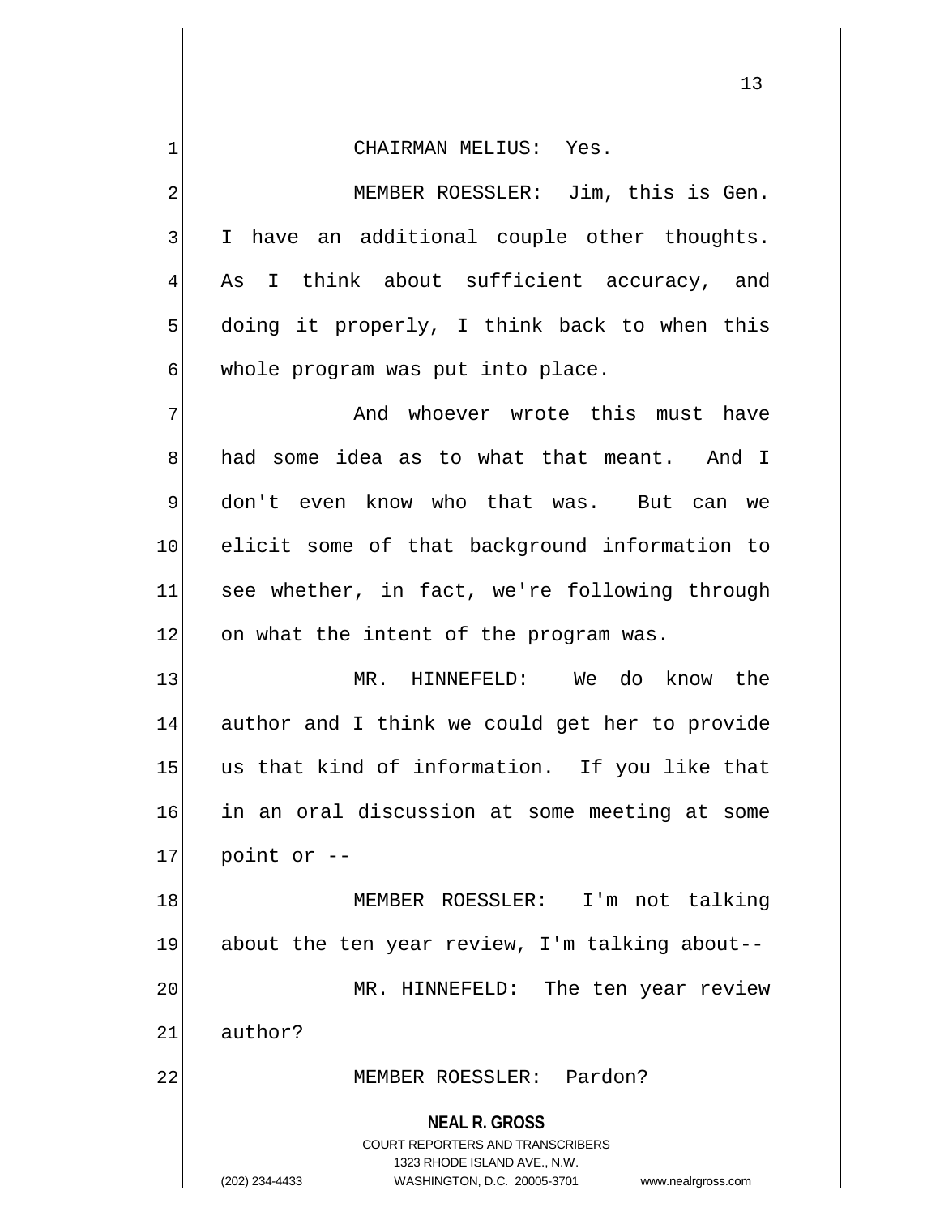CHAIRMAN MELIUS: Yes.

MEMBER ROESSLER: Jim, this is Gen. I have an additional couple other thoughts. As I think about sufficient accuracy, and doing it properly, I think back to when this whole program was put into place.

And whoever wrote this must have had some idea as to what that meant. And I don't even know who that was. But can we elicit some of that background information to see whether, in fact, we're following through on what the intent of the program was.

MR. HINNEFELD: We do know the author and I think we could get her to provide us that kind of information. If you like that in an oral discussion at some meeting at some point or --

MEMBER ROESSLER: I'm not talking about the ten year review, I'm talking about--

MR. HINNEFELD: The ten year review author?

MEMBER ROESSLER: Pardon?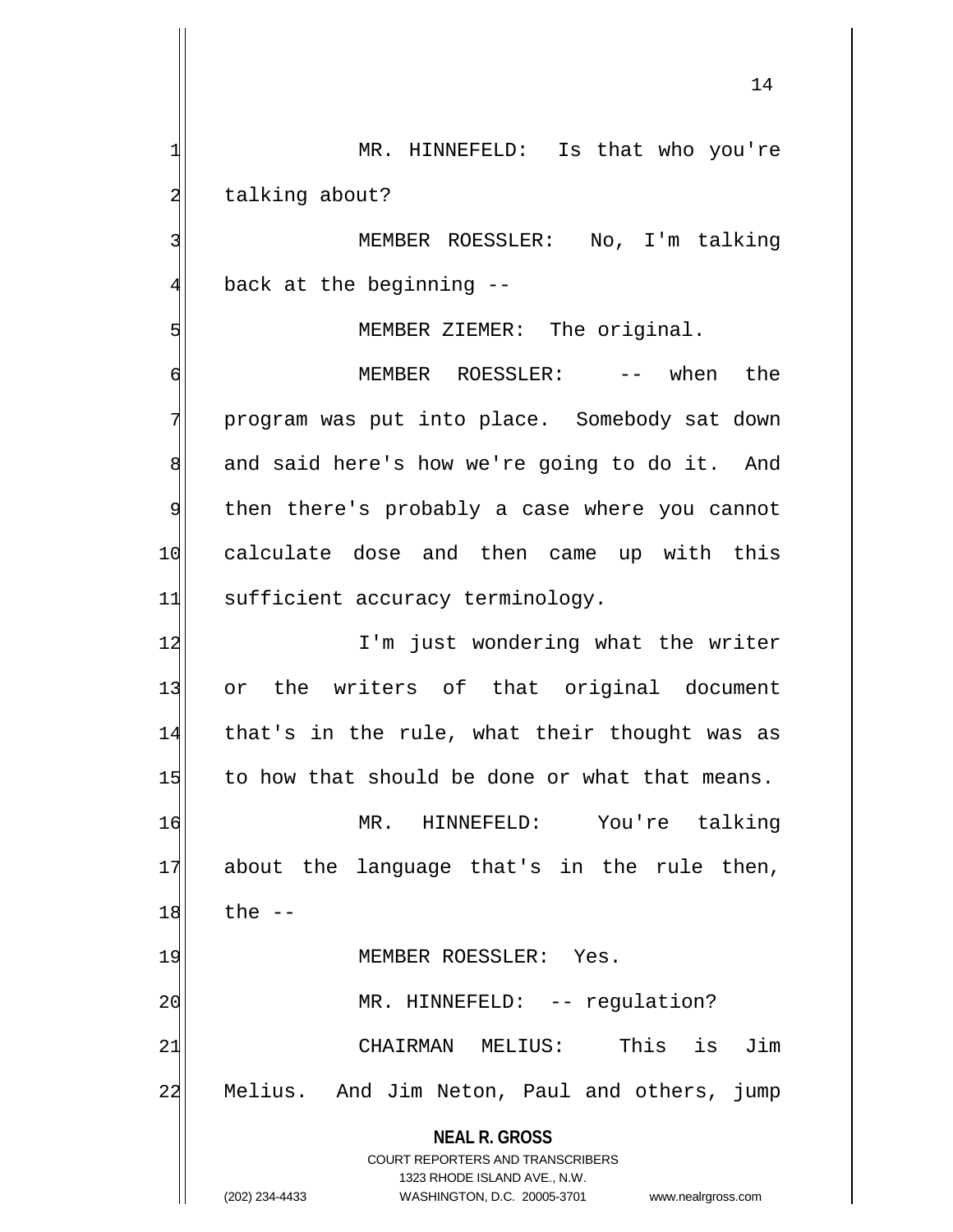MR. HINNEFELD: Is that who you're talking about?

MEMBER ROESSLER: No, I'm talking back at the beginning --

MEMBER ZIEMER: The original.

MEMBER ROESSLER: -- when the program was put into place. Somebody sat down and said here's how we're going to do it. And then there's probably a case where you cannot calculate dose and then came up with this sufficient accuracy terminology.

I'm just wondering what the writer or the writers of that original document that's in the rule, what their thought was as to how that should be done or what that means.

MR. HINNEFELD: You're talking about the language that's in the rule then, the --

MEMBER ROESSLER: Yes.

MR. HINNEFELD: -- regulation?

CHAIRMAN MELIUS: This is Jim Melius. And Jim Neton, Paul and others, jump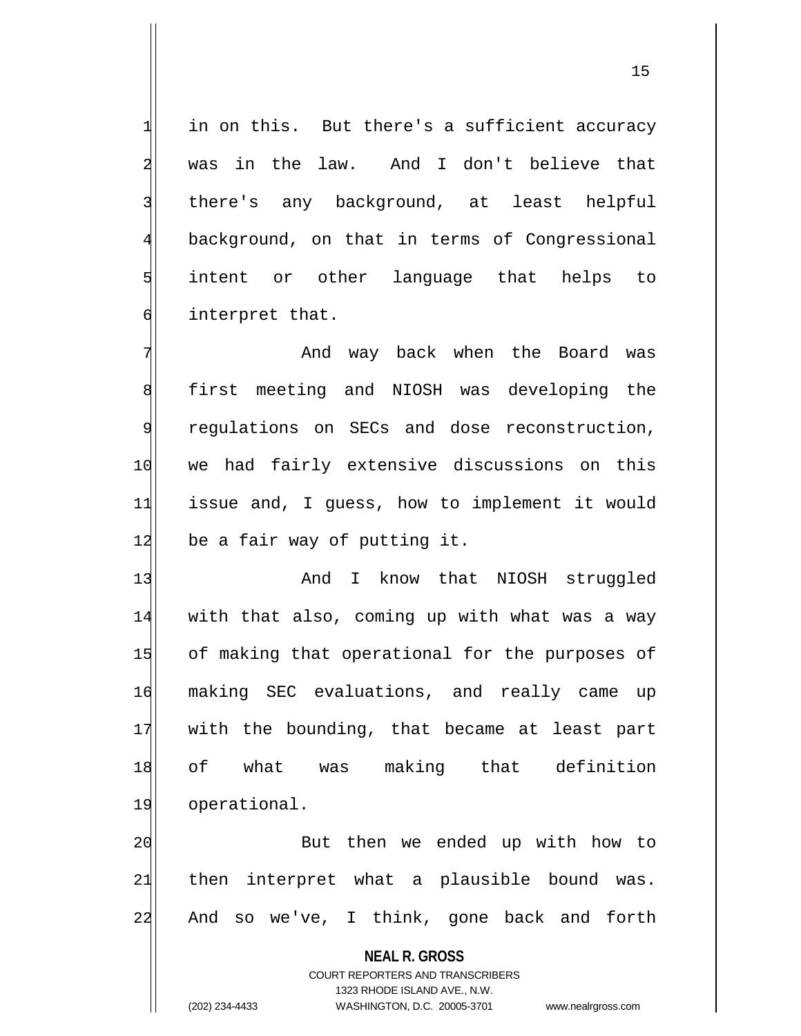in on this. But there's a sufficient accuracy was in the law. And I don't believe that there's any background, at least helpful background, on that in terms of Congressional intent or other language that helps to interpret that.

And way back when the Board was first meeting and NIOSH was developing the regulations on SECs and dose reconstruction, we had fairly extensive discussions on this issue and, I guess, how to implement it would be a fair way of putting it.

And I know that NIOSH struggled with that also, coming up with what was a way of making that operational for the purposes of making SEC evaluations, and really came up with the bounding, that became at least part of what was making that definition operational.

But then we ended up with how to then interpret what a plausible bound was. And so we've, I think, gone back and forth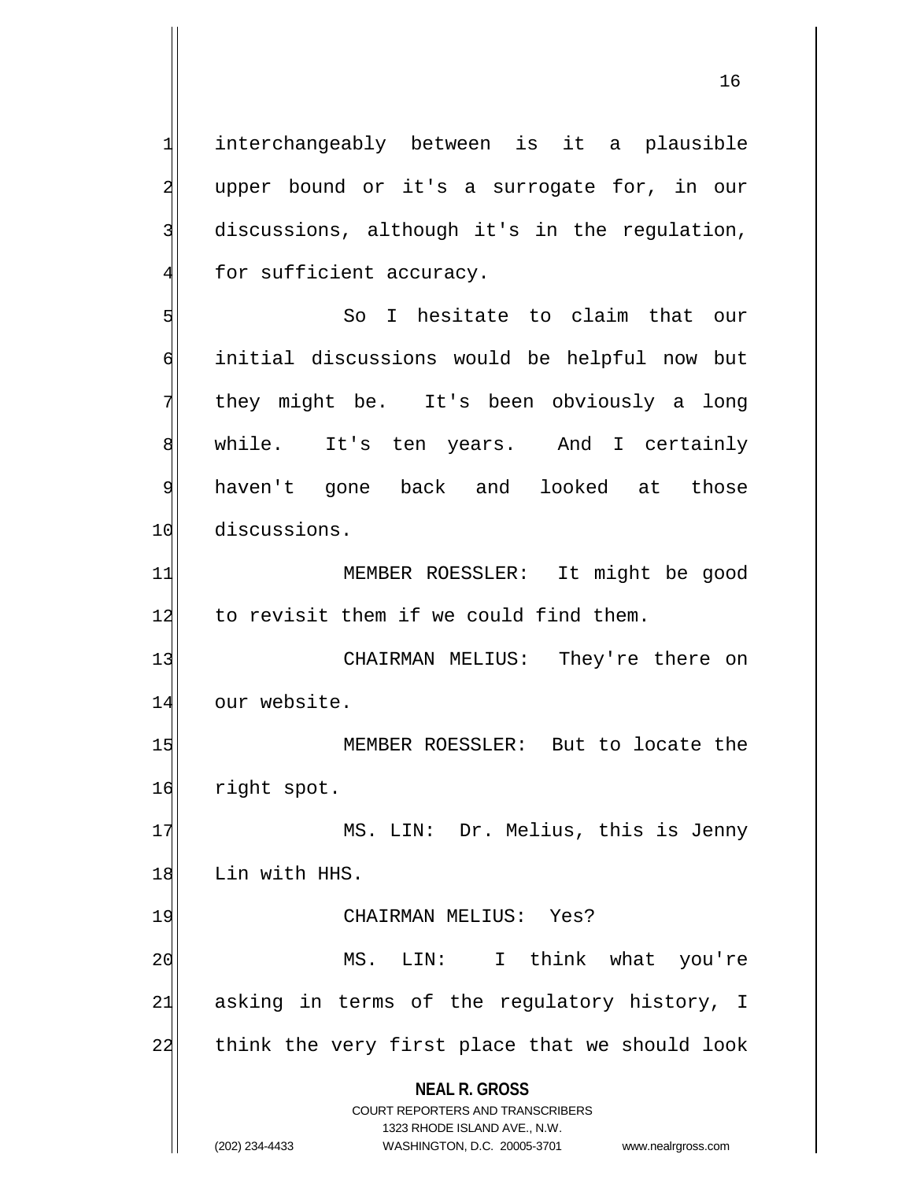interchangeably between is it a plausible upper bound or it's a surrogate for, in our discussions, although it's in the regulation, for sufficient accuracy.

So I hesitate to claim that our initial discussions would be helpful now but they might be. It's been obviously a long while. It's ten years. And I certainly haven't gone back and looked at those discussions.

MEMBER ROESSLER: It might be good to revisit them if we could find them.

CHAIRMAN MELIUS: They're there on our website.

MEMBER ROESSLER: But to locate the right spot.

MS. LIN: Dr. Melius, this is Jenny Lin with HHS.

CHAIRMAN MELIUS: Yes?

MS. LIN: I think what you're asking in terms of the regulatory history, I think the very first place that we should look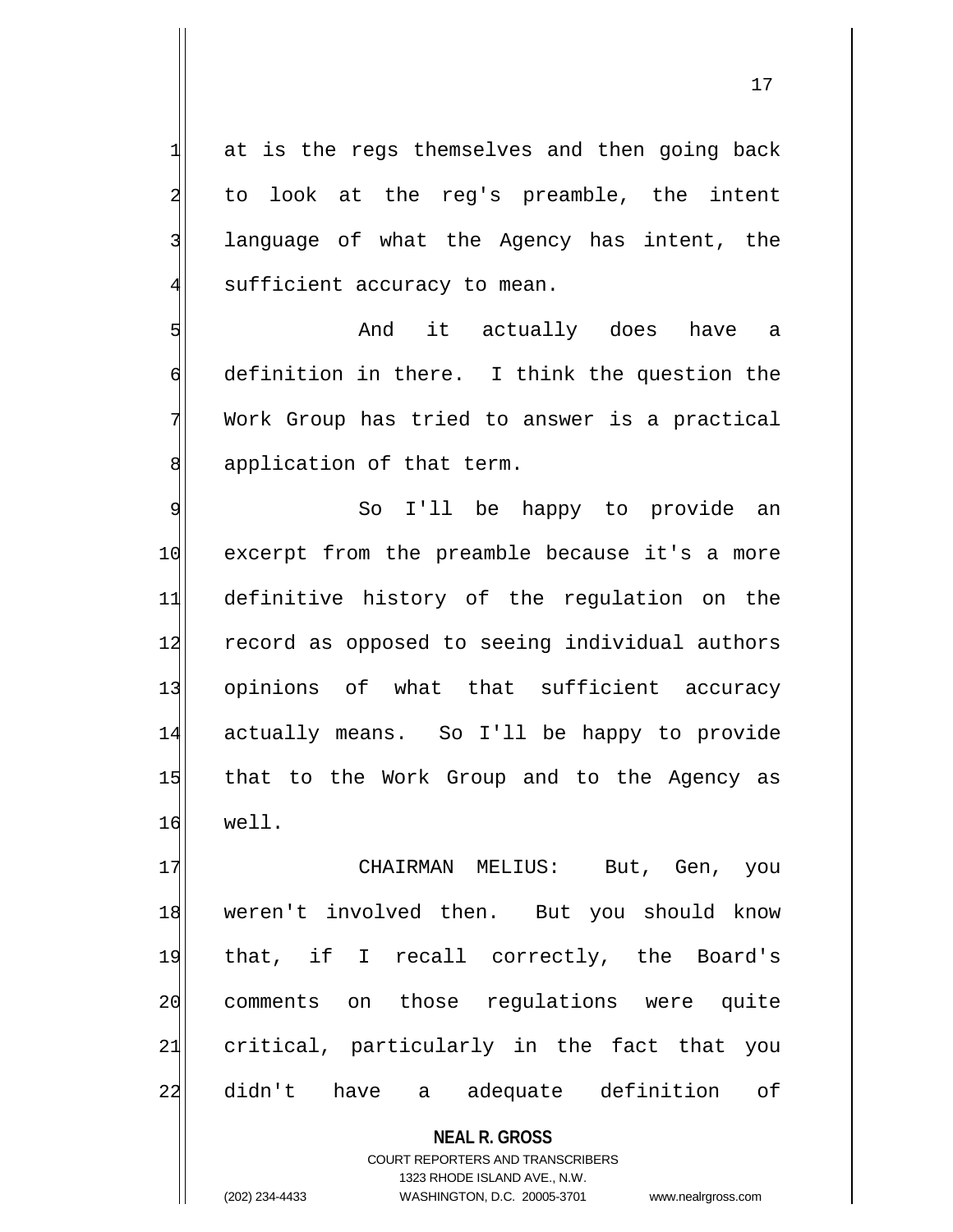at is the regs themselves and then going back to look at the reg's preamble, the intent language of what the Agency has intent, the sufficient accuracy to mean.

And it actually does have a definition in there. I think the question the Work Group has tried to answer is a practical application of that term.

So I'll be happy to provide an excerpt from the preamble because it's a more definitive history of the regulation on the record as opposed to seeing individual authors opinions of what that sufficient accuracy actually means. So I'll be happy to provide that to the Work Group and to the Agency as well.

CHAIRMAN MELIUS: But, Gen, you weren't involved then. But you should know that, if I recall correctly, the Board's comments on those regulations were quite critical, particularly in the fact that you didn't have a adequate definition of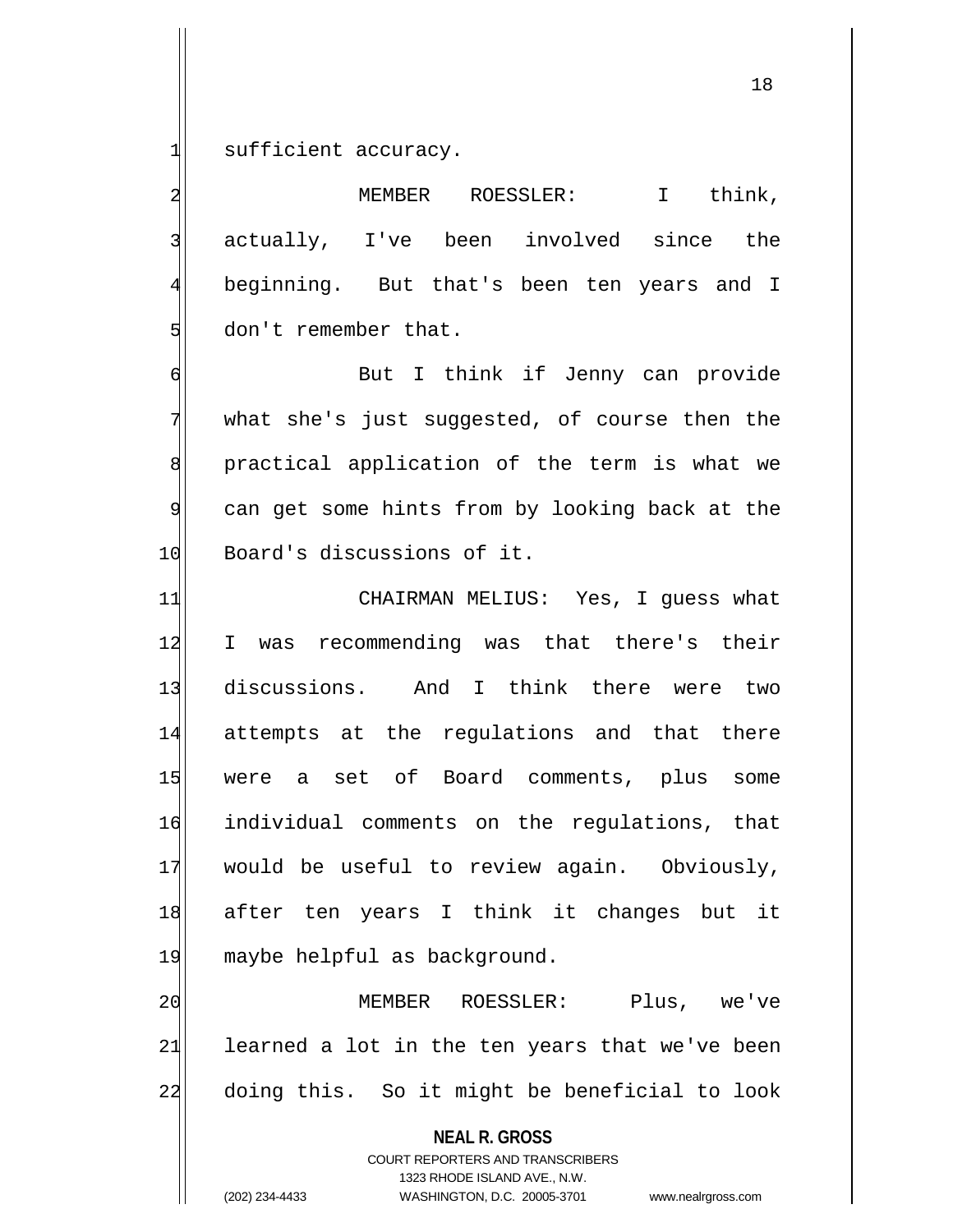sufficient accuracy.

MEMBER ROESSLER: I think, actually, I've been involved since the beginning. But that's been ten years and I don't remember that.

But I think if Jenny can provide what she's just suggested, of course then the practical application of the term is what we can get some hints from by looking back at the Board's discussions of it.

CHAIRMAN MELIUS: Yes, I guess what I was recommending was that there's their discussions. And I think there were two attempts at the regulations and that there were a set of Board comments, plus some individual comments on the regulations, that would be useful to review again. Obviously, after ten years I think it changes but it maybe helpful as background.

MEMBER ROESSLER: Plus, we've learned a lot in the ten years that we've been doing this. So it might be beneficial to look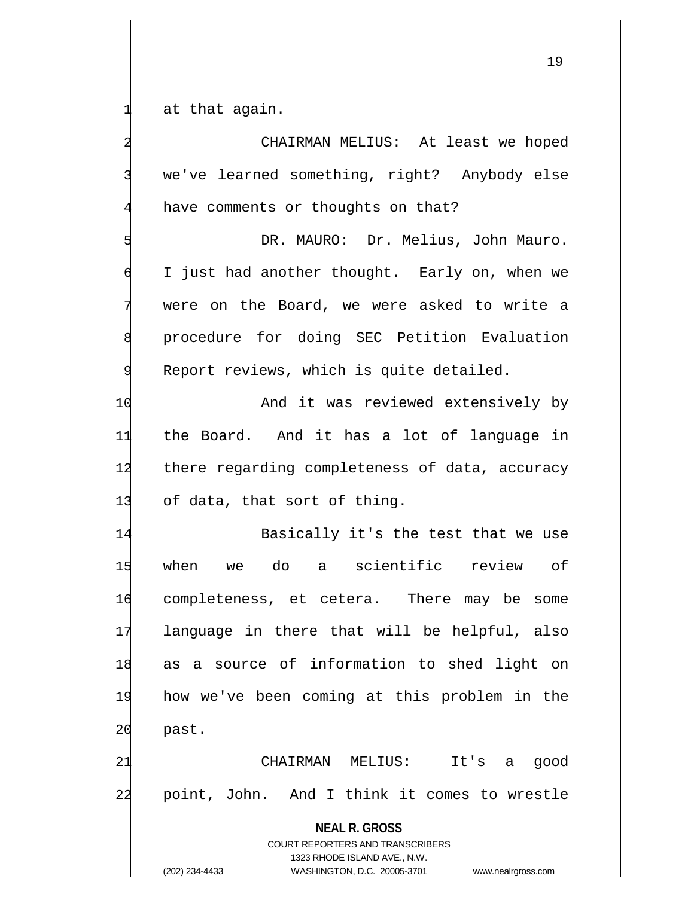at that again.

CHAIRMAN MELIUS: At least we hoped we've learned something, right? Anybody else have comments or thoughts on that?

DR. MAURO: Dr. Melius, John Mauro. I just had another thought. Early on, when we were on the Board, we were asked to write a procedure for doing SEC Petition Evaluation Report reviews, which is quite detailed.

And it was reviewed extensively by the Board. And it has a lot of language in there regarding completeness of data, accuracy of data, that sort of thing.

Basically it's the test that we use when we do a scientific review of completeness, et cetera. There may be some language in there that will be helpful, also as a source of information to shed light on how we've been coming at this problem in the past.

CHAIRMAN MELIUS: It's a good point, John. And I think it comes to wrestle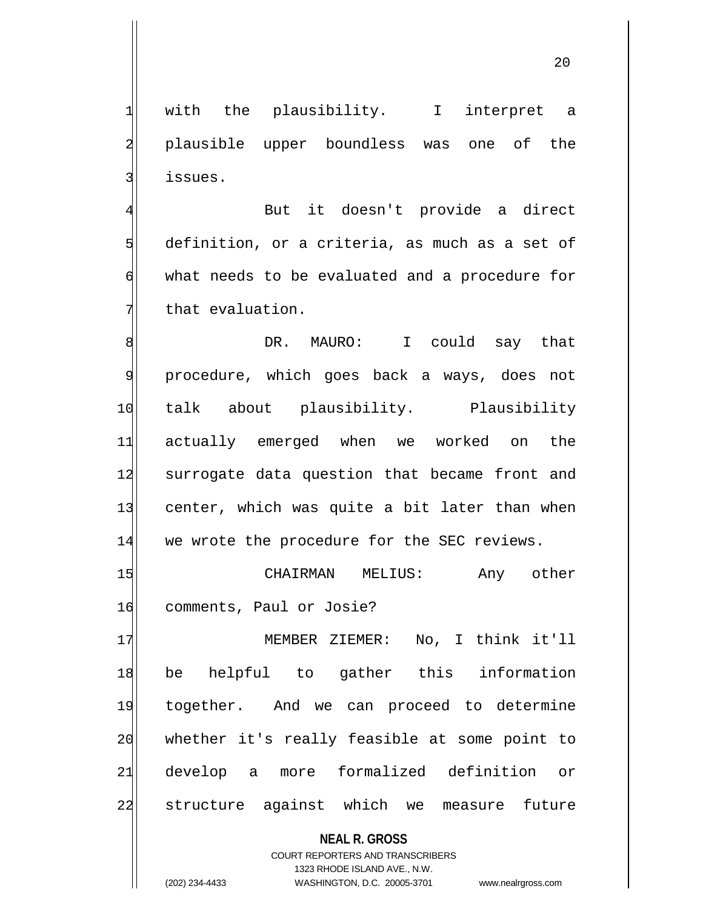with the plausibility. I interpret a plausible upper boundless was one of the issues.

But it doesn't provide a direct definition, or a criteria, as much as a set of what needs to be evaluated and a procedure for that evaluation.

DR. MAURO: I could say that procedure, which goes back a ways, does not talk about plausibility. Plausibility actually emerged when we worked on the surrogate data question that became front and center, which was quite a bit later than when we wrote the procedure for the SEC reviews.

CHAIRMAN MELIUS: Any other comments, Paul or Josie?

MEMBER ZIEMER: No, I think it'll be helpful to gather this information together. And we can proceed to determine whether it's really feasible at some point to develop a more formalized definition or structure against which we measure future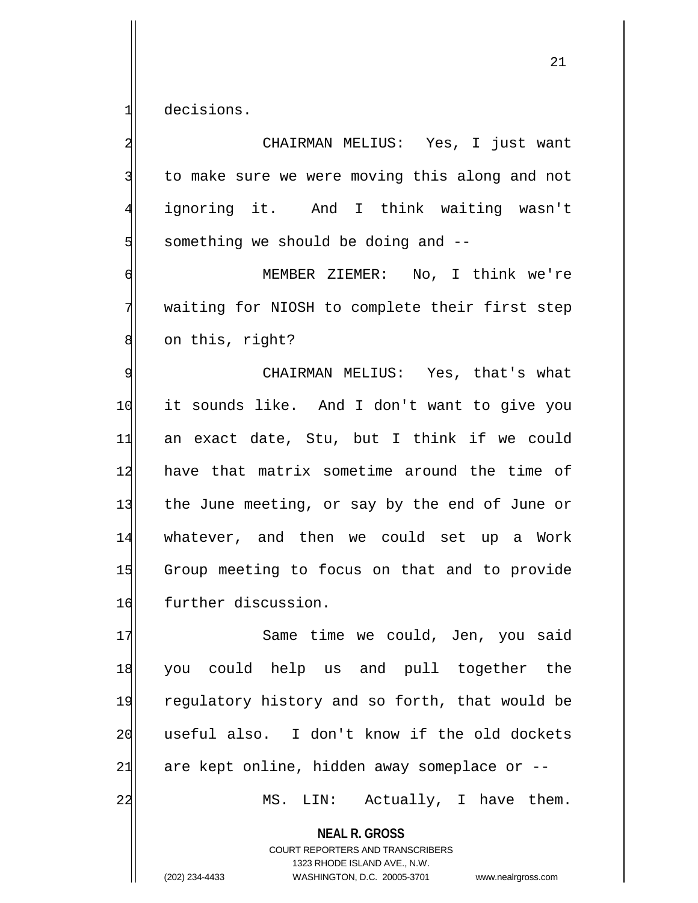decisions.

CHAIRMAN MELIUS: Yes, I just want to make sure we were moving this along and not ignoring it. And I think waiting wasn't something we should be doing and --

MEMBER ZIEMER: No, I think we're waiting for NIOSH to complete their first step on this, right?

CHAIRMAN MELIUS: Yes, that's what it sounds like. And I don't want to give you an exact date, Stu, but I think if we could have that matrix sometime around the time of the June meeting, or say by the end of June or whatever, and then we could set up a Work Group meeting to focus on that and to provide further discussion.

Same time we could, Jen, you said you could help us and pull together the regulatory history and so forth, that would be useful also. I don't know if the old dockets are kept online, hidden away someplace or --

MS. LIN: Actually, I have them.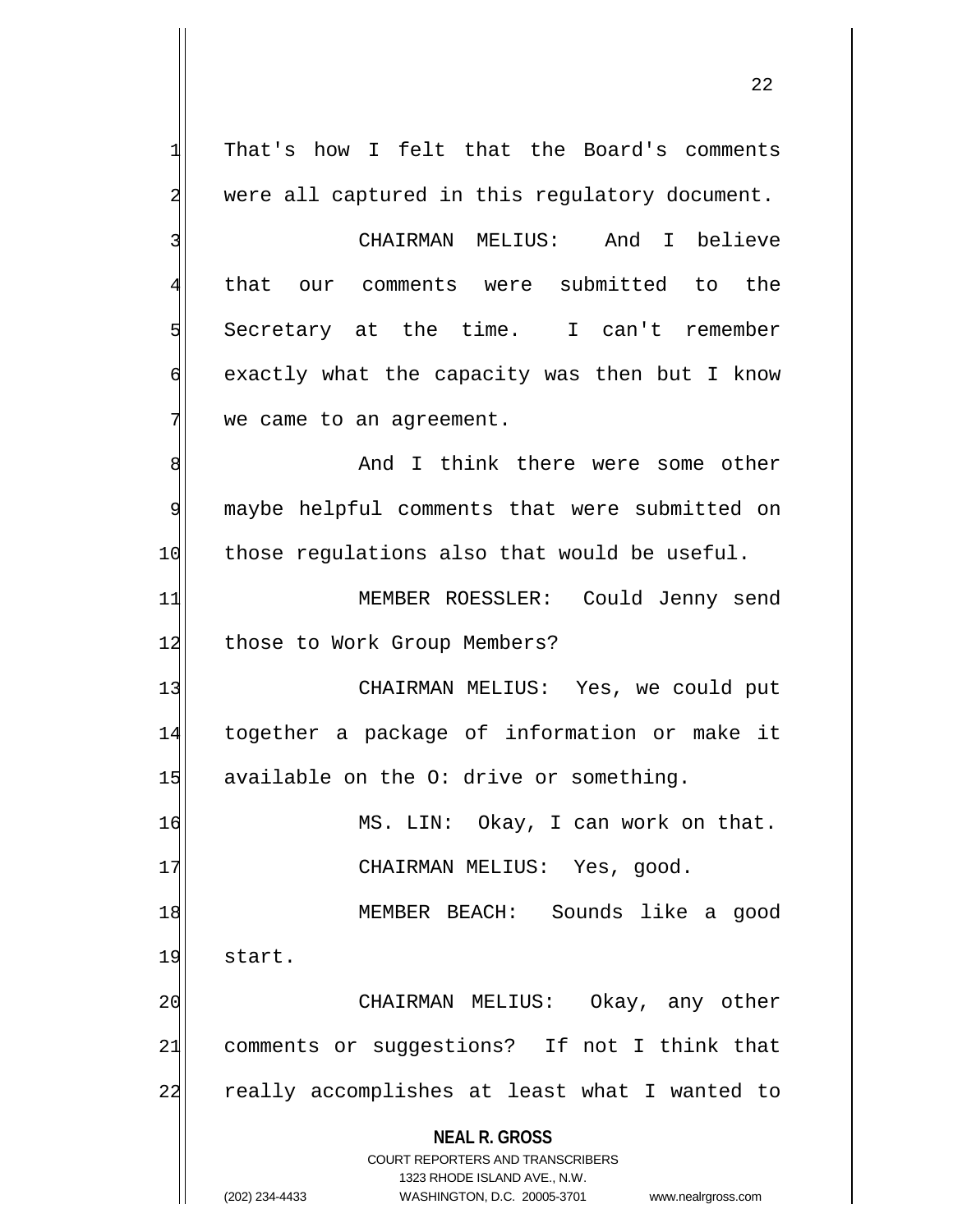That's how I felt that the Board's comments were all captured in this regulatory document.

CHAIRMAN MELIUS: And I believe that our comments were submitted to the Secretary at the time. I can't remember exactly what the capacity was then but I know we came to an agreement.

And I think there were some other maybe helpful comments that were submitted on those regulations also that would be useful.

MEMBER ROESSLER: Could Jenny send those to Work Group Members?

CHAIRMAN MELIUS: Yes, we could put together a package of information or make it available on the O: drive or something.

MS. LIN: Okay, I can work on that.

CHAIRMAN MELIUS: Yes, good.

MEMBER BEACH: Sounds like a good start.

CHAIRMAN MELIUS: Okay, any other comments or suggestions? If not I think that really accomplishes at least what I wanted to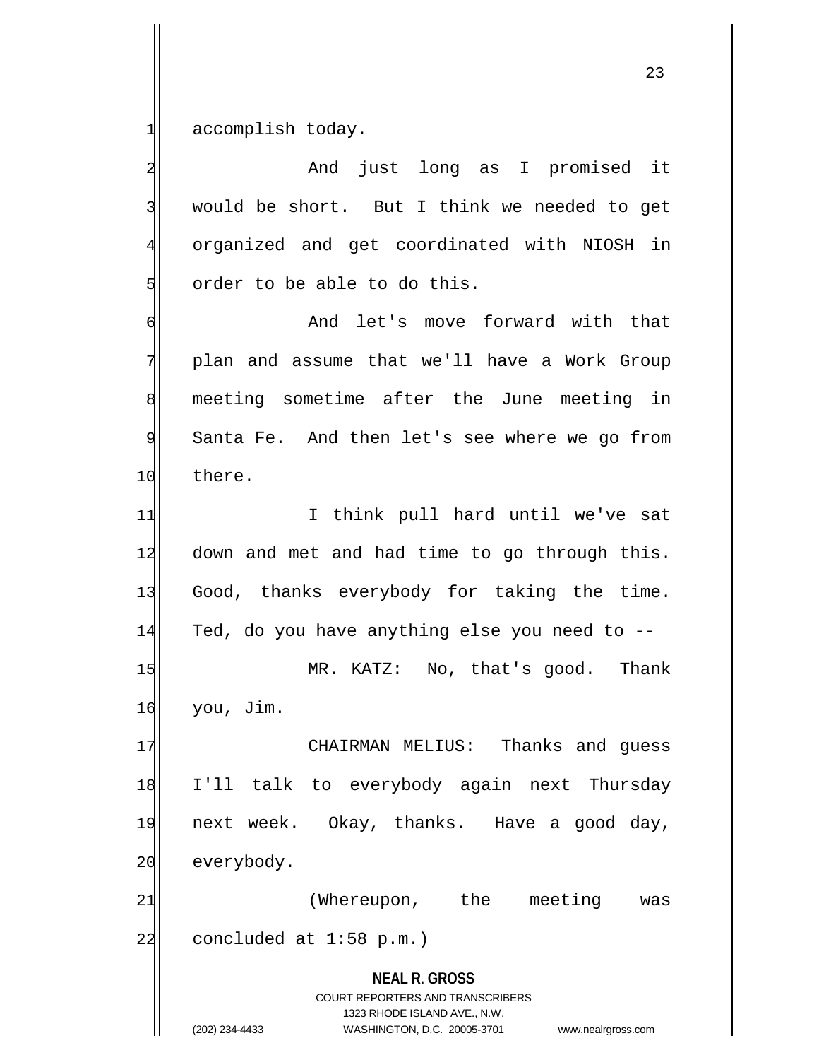accomplish today.

And just long as I promised it would be short. But I think we needed to get organized and get coordinated with NIOSH in order to be able to do this.

And let's move forward with that plan and assume that we'll have a Work Group meeting sometime after the June meeting in Santa Fe. And then let's see where we go from there.

I think pull hard until we've sat down and met and had time to go through this. Good, thanks everybody for taking the time. Ted, do you have anything else you need to --

MR. KATZ: No, that's good. Thank you, Jim.

CHAIRMAN MELIUS: Thanks and guess I'll talk to everybody again next Thursday next week. Okay, thanks. Have a good day, everybody.

(Whereupon, the meeting was concluded at 1:58 p.m.)